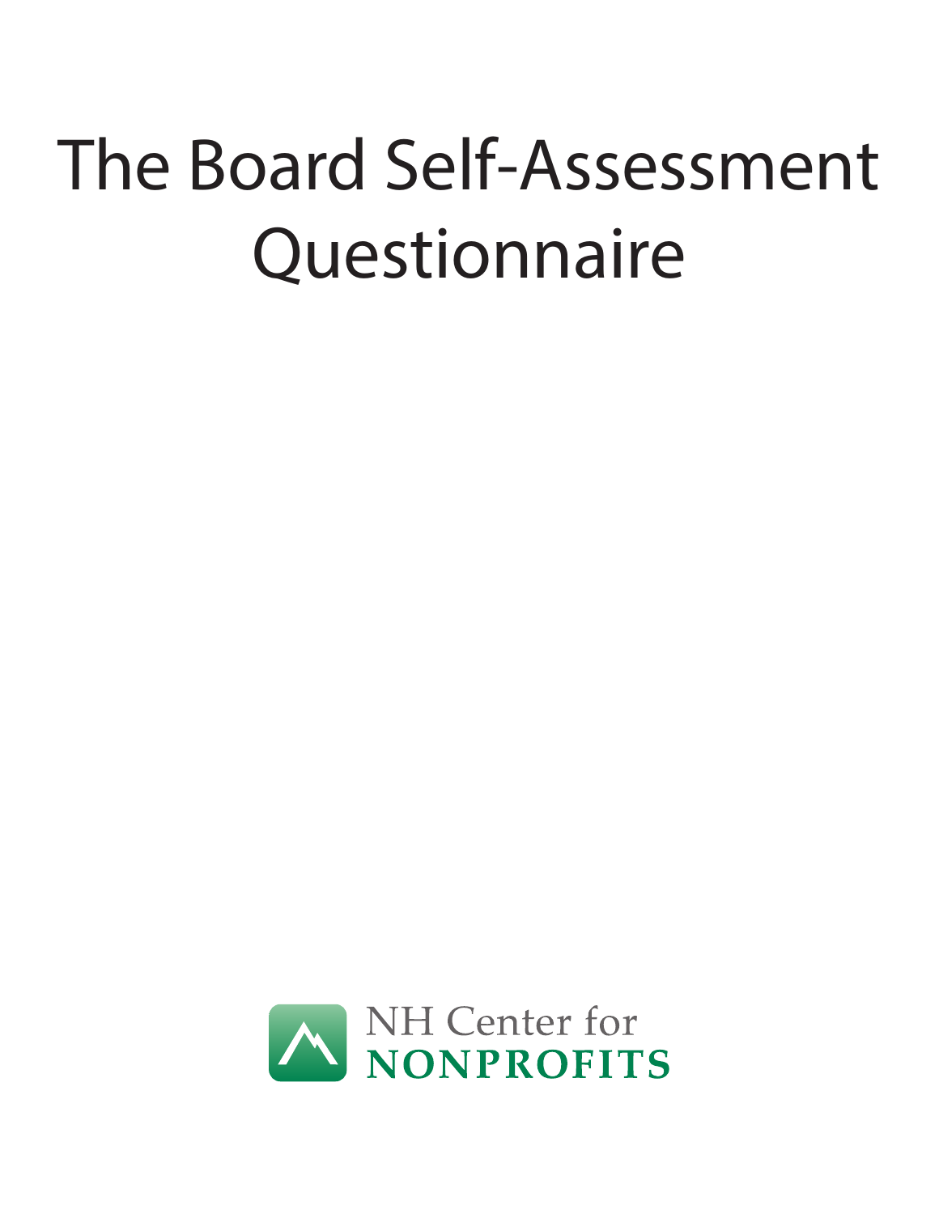# The Board Self-Assessment Questionnaire

NH Center for
NONPROFITS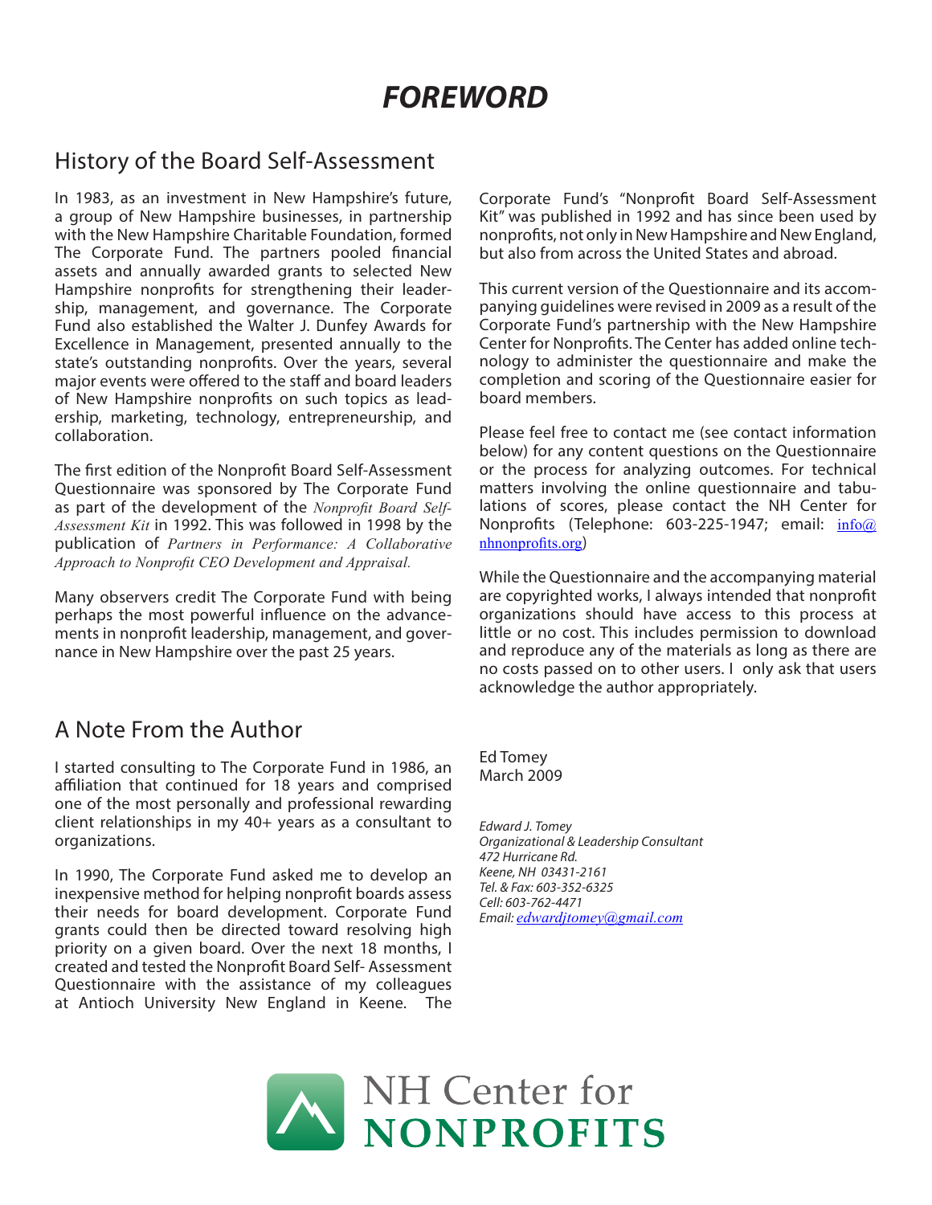# *FOREWORD*

## History of the Board Self-Assessment

In 1983, as an investment in New Hampshire's future, a group of New Hampshire businesses, in partnership with the New Hampshire Charitable Foundation, formed The Corporate Fund. The partners pooled financial assets and annually awarded grants to selected New Hampshire nonprofits for strengthening their leadership, management, and governance. The Corporate Fund also established the Walter J. Dunfey Awards for Excellence in Management, presented annually to the state's outstanding nonprofits. Over the years, several major events were offered to the staff and board leaders of New Hampshire nonprofits on such topics as leadership, marketing, technology, entrepreneurship, and collaboration.

The first edition of the Nonprofit Board Self-Assessment Questionnaire was sponsored by The Corporate Fund as part of the development of the *Nonprofit Board Self-Assessment Kit* in 1992. This was followed in 1998 by the publication of *Partners in Performance: A Collaborative Approach to Nonprofit CEO Development and Appraisal.*

Many observers credit The Corporate Fund with being perhaps the most powerful influence on the advancements in nonprofit leadership, management, and governance in New Hampshire over the past 25 years.

## A Note From the Author

I started consulting to The Corporate Fund in 1986, an affiliation that continued for 18 years and comprised one of the most personally and professional rewarding client relationships in my 40+ years as a consultant to organizations.

In 1990, The Corporate Fund asked me to develop an inexpensive method for helping nonprofit boards assess their needs for board development. Corporate Fund grants could then be directed toward resolving high priority on a given board. Over the next 18 months, I created and tested the Nonprofit Board Self- Assessment Questionnaire with the assistance of my colleagues at Antioch University New England in Keene. The Corporate Fund's "Nonprofit Board Self-Assessment Kit" was published in 1992 and has since been used by nonprofits, not only in New Hampshire and New England, but also from across the United States and abroad.

This current version of the Questionnaire and its accompanying guidelines were revised in 2009 as a result of the Corporate Fund's partnership with the New Hampshire Center for Nonprofits. The Center has added online technology to administer the questionnaire and make the completion and scoring of the Questionnaire easier for board members.

Please feel free to contact me (see contact information below) for any content questions on the Questionnaire or the process for analyzing outcomes. For technical matters involving the online questionnaire and tabulations of scores, please contact the NH Center for Nonprofits (Telephone: 603-225-1947; email: info@nhnonprofits.org)

While the Questionnaire and the accompanying material are copyrighted works, I always intended that nonprofit organizations should have access to this process at little or no cost. This includes permission to download and reproduce any of the materials as long as there are no costs passed on to other users. I only ask that users acknowledge the author appropriately.

Ed Tomey
March 2009

*Edward J. Tomey*
*Organizational & Leadership Consultant*
*472 Hurricane Rd.*
*Keene, NH 03431-2161*
*Tel. & Fax: 603-352-6325*
*Cell: 603-762-4471*
*Email: edwardjtomey@gmail.com*

NH Center for **NONPROFITS**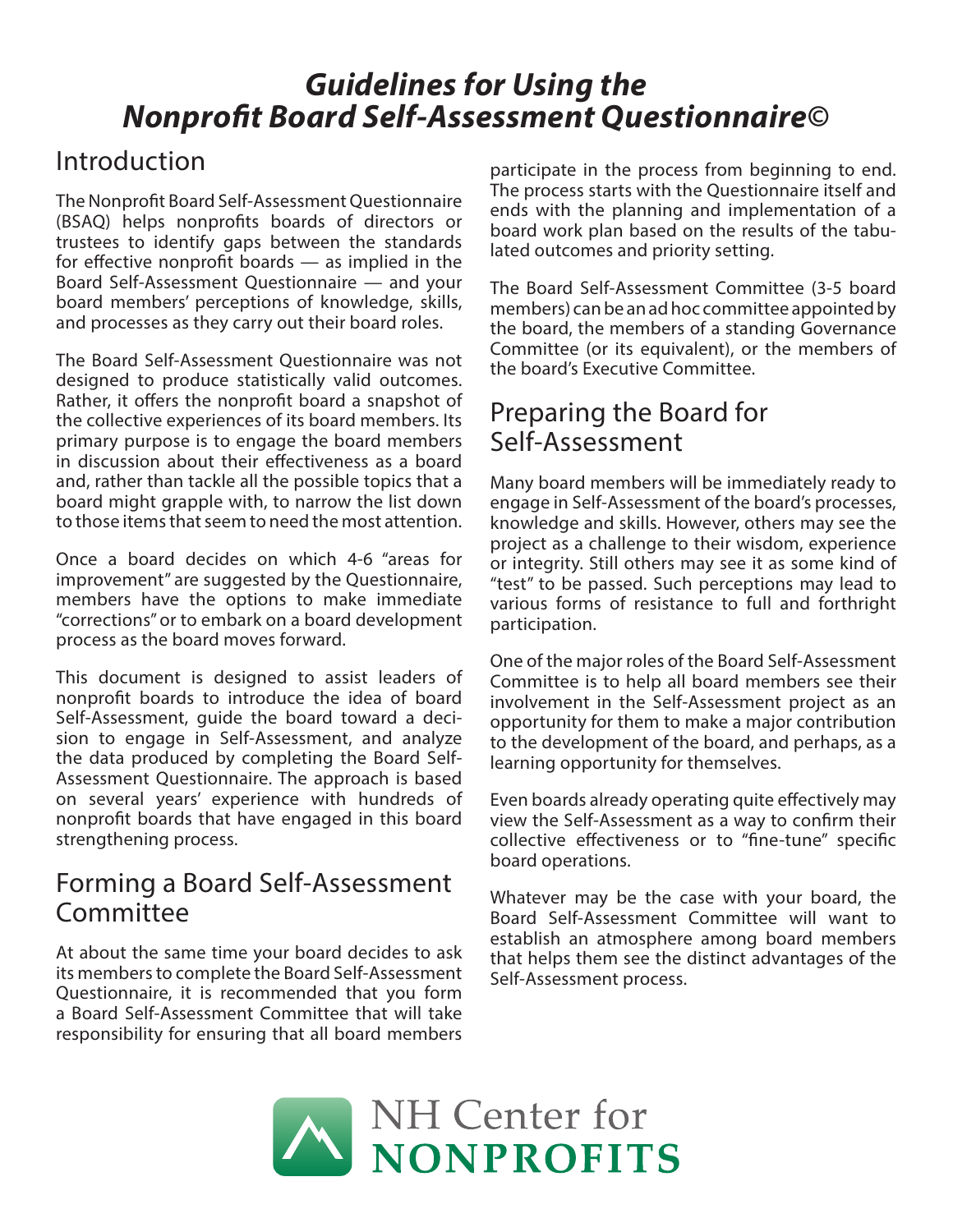# *Guidelines for Using the Nonprofit Board Self-Assessment Questionnaire©*

## Introduction

The Nonprofit Board Self-Assessment Questionnaire (BSAQ) helps nonprofits boards of directors or trustees to identify gaps between the standards for effective nonprofit boards — as implied in the Board Self-Assessment Questionnaire — and your board members' perceptions of knowledge, skills, and processes as they carry out their board roles.

The Board Self-Assessment Questionnaire was not designed to produce statistically valid outcomes. Rather, it offers the nonprofit board a snapshot of the collective experiences of its board members. Its primary purpose is to engage the board members in discussion about their effectiveness as a board and, rather than tackle all the possible topics that a board might grapple with, to narrow the list down to those items that seem to need the most attention.

Once a board decides on which 4-6 "areas for improvement" are suggested by the Questionnaire, members have the options to make immediate "corrections" or to embark on a board development process as the board moves forward.

This document is designed to assist leaders of nonprofit boards to introduce the idea of board Self-Assessment, guide the board toward a decision to engage in Self-Assessment, and analyze the data produced by completing the Board Self-Assessment Questionnaire. The approach is based on several years' experience with hundreds of nonprofit boards that have engaged in this board strengthening process.

## Forming a Board Self-Assessment Committee

At about the same time your board decides to ask its members to complete the Board Self-Assessment Questionnaire, it is recommended that you form a Board Self-Assessment Committee that will take responsibility for ensuring that all board members participate in the process from beginning to end. The process starts with the Questionnaire itself and ends with the planning and implementation of a board work plan based on the results of the tabulated outcomes and priority setting.

The Board Self-Assessment Committee (3-5 board members) can be an ad hoc committee appointed by the board, the members of a standing Governance Committee (or its equivalent), or the members of the board's Executive Committee.

## Preparing the Board for Self-Assessment

Many board members will be immediately ready to engage in Self-Assessment of the board's processes, knowledge and skills. However, others may see the project as a challenge to their wisdom, experience or integrity. Still others may see it as some kind of "test" to be passed. Such perceptions may lead to various forms of resistance to full and forthright participation.

One of the major roles of the Board Self-Assessment Committee is to help all board members see their involvement in the Self-Assessment project as an opportunity for them to make a major contribution to the development of the board, and perhaps, as a learning opportunity for themselves.

Even boards already operating quite effectively may view the Self-Assessment as a way to confirm their collective effectiveness or to "fine-tune" specific board operations.

Whatever may be the case with your board, the Board Self-Assessment Committee will want to establish an atmosphere among board members that helps them see the distinct advantages of the Self-Assessment process.

NH Center for **NONPROFITS**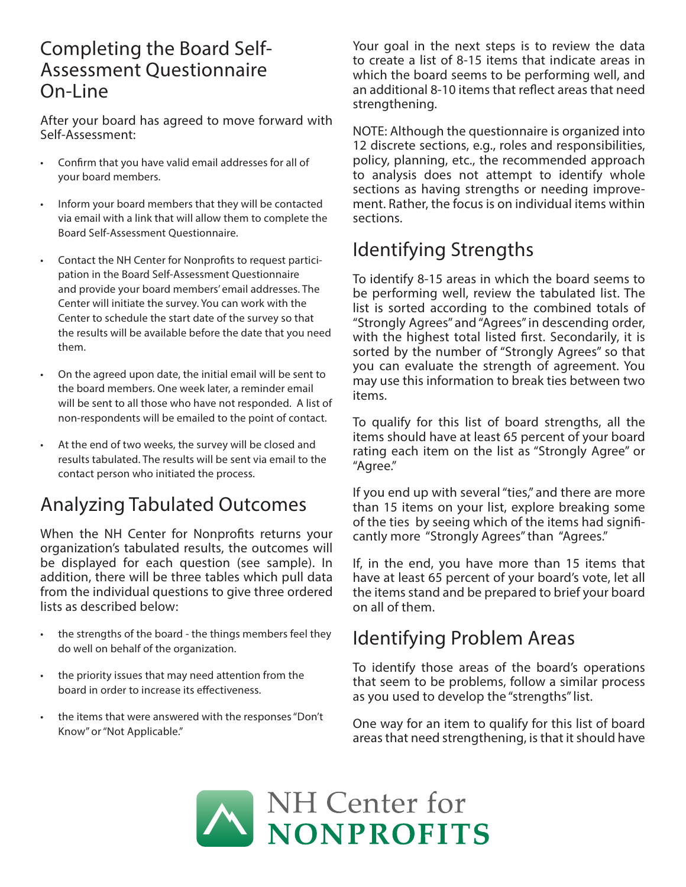## Completing the Board Self-Assessment Questionnaire On-Line

After your board has agreed to move forward with Self-Assessment:

- Confirm that you have valid email addresses for all of your board members.
- Inform your board members that they will be contacted via email with a link that will allow them to complete the Board Self-Assessment Questionnaire.
- Contact the NH Center for Nonprofits to request participation in the Board Self-Assessment Questionnaire and provide your board members' email addresses. The Center will initiate the survey. You can work with the Center to schedule the start date of the survey so that the results will be available before the date that you need them.
- On the agreed upon date, the initial email will be sent to the board members. One week later, a reminder email will be sent to all those who have not responded. A list of non-respondents will be emailed to the point of contact.
- At the end of two weeks, the survey will be closed and results tabulated. The results will be sent via email to the contact person who initiated the process.

## Analyzing Tabulated Outcomes

When the NH Center for Nonprofits returns your organization's tabulated results, the outcomes will be displayed for each question (see sample). In addition, there will be three tables which pull data from the individual questions to give three ordered lists as described below:

- the strengths of the board - the things members feel they do well on behalf of the organization.
- the priority issues that may need attention from the board in order to increase its effectiveness.
- the items that were answered with the responses "Don't Know" or "Not Applicable."

Your goal in the next steps is to review the data to create a list of 8-15 items that indicate areas in which the board seems to be performing well, and an additional 8-10 items that reflect areas that need strengthening.

NOTE: Although the questionnaire is organized into 12 discrete sections, e.g., roles and responsibilities, policy, planning, etc., the recommended approach to analysis does not attempt to identify whole sections as having strengths or needing improvement. Rather, the focus is on individual items within sections.

## Identifying Strengths

To identify 8-15 areas in which the board seems to be performing well, review the tabulated list. The list is sorted according to the combined totals of "Strongly Agrees" and "Agrees" in descending order, with the highest total listed first. Secondarily, it is sorted by the number of "Strongly Agrees" so that you can evaluate the strength of agreement. You may use this information to break ties between two items.

To qualify for this list of board strengths, all the items should have at least 65 percent of your board rating each item on the list as "Strongly Agree" or "Agree."

If you end up with several "ties," and there are more than 15 items on your list, explore breaking some of the ties by seeing which of the items had significantly more "Strongly Agrees" than "Agrees."

If, in the end, you have more than 15 items that have at least 65 percent of your board's vote, let all the items stand and be prepared to brief your board on all of them.

## Identifying Problem Areas

To identify those areas of the board's operations that seem to be problems, follow a similar process as you used to develop the "strengths" list.

One way for an item to qualify for this list of board areas that need strengthening, is that it should have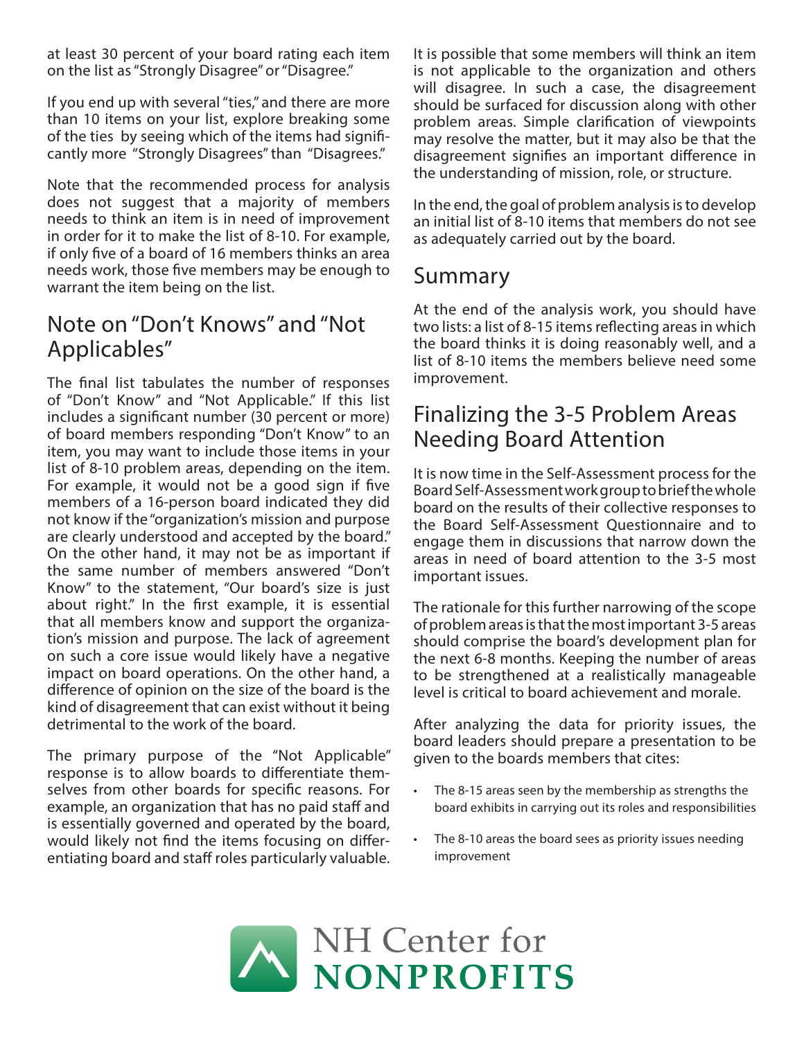at least 30 percent of your board rating each item on the list as "Strongly Disagree" or "Disagree."

If you end up with several "ties," and there are more than 10 items on your list, explore breaking some of the ties by seeing which of the items had significantly more "Strongly Disagrees" than "Disagrees."

Note that the recommended process for analysis does not suggest that a majority of members needs to think an item is in need of improvement in order for it to make the list of 8-10. For example, if only five of a board of 16 members thinks an area needs work, those five members may be enough to warrant the item being on the list.

## Note on "Don't Knows" and "Not Applicables"

The final list tabulates the number of responses of "Don't Know" and "Not Applicable." If this list includes a significant number (30 percent or more) of board members responding "Don't Know" to an item, you may want to include those items in your list of 8-10 problem areas, depending on the item. For example, it would not be a good sign if five members of a 16-person board indicated they did not know if the "organization's mission and purpose are clearly understood and accepted by the board." On the other hand, it may not be as important if the same number of members answered "Don't Know" to the statement, "Our board's size is just about right." In the first example, it is essential that all members know and support the organization's mission and purpose. The lack of agreement on such a core issue would likely have a negative impact on board operations. On the other hand, a difference of opinion on the size of the board is the kind of disagreement that can exist without it being detrimental to the work of the board.

The primary purpose of the "Not Applicable" response is to allow boards to differentiate themselves from other boards for specific reasons. For example, an organization that has no paid staff and is essentially governed and operated by the board, would likely not find the items focusing on differentiating board and staff roles particularly valuable.

It is possible that some members will think an item is not applicable to the organization and others will disagree. In such a case, the disagreement should be surfaced for discussion along with other problem areas. Simple clarification of viewpoints may resolve the matter, but it may also be that the disagreement signifies an important difference in the understanding of mission, role, or structure.

In the end, the goal of problem analysis is to develop an initial list of 8-10 items that members do not see as adequately carried out by the board.

## Summary

At the end of the analysis work, you should have two lists: a list of 8-15 items reflecting areas in which the board thinks it is doing reasonably well, and a list of 8-10 items the members believe need some improvement.

## Finalizing the 3-5 Problem Areas Needing Board Attention

It is now time in the Self-Assessment process for the Board Self-Assessment work group to brief the whole board on the results of their collective responses to the Board Self-Assessment Questionnaire and to engage them in discussions that narrow down the areas in need of board attention to the 3-5 most important issues.

The rationale for this further narrowing of the scope of problem areas is that the most important 3-5 areas should comprise the board's development plan for the next 6-8 months. Keeping the number of areas to be strengthened at a realistically manageable level is critical to board achievement and morale.

After analyzing the data for priority issues, the board leaders should prepare a presentation to be given to the boards members that cites:

- The 8-15 areas seen by the membership as strengths the board exhibits in carrying out its roles and responsibilities
- The 8-10 areas the board sees as priority issues needing improvement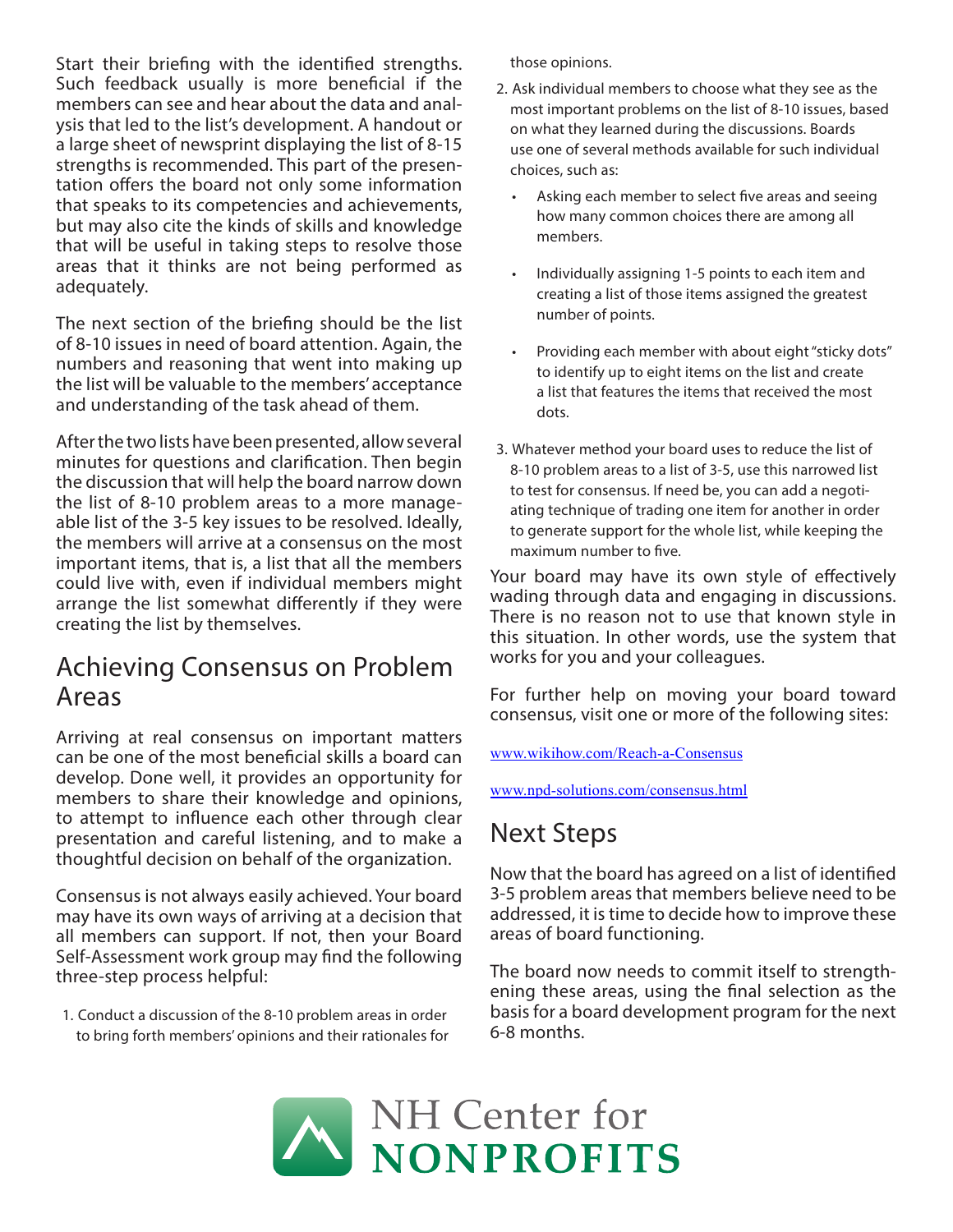Start their briefing with the identified strengths. Such feedback usually is more beneficial if the members can see and hear about the data and analysis that led to the list's development. A handout or a large sheet of newsprint displaying the list of 8-15 strengths is recommended. This part of the presentation offers the board not only some information that speaks to its competencies and achievements, but may also cite the kinds of skills and knowledge that will be useful in taking steps to resolve those areas that it thinks are not being performed as adequately.

The next section of the briefing should be the list of 8-10 issues in need of board attention. Again, the numbers and reasoning that went into making up the list will be valuable to the members' acceptance and understanding of the task ahead of them.

After the two lists have been presented, allow several minutes for questions and clarification. Then begin the discussion that will help the board narrow down the list of 8-10 problem areas to a more manageable list of the 3-5 key issues to be resolved. Ideally, the members will arrive at a consensus on the most important items, that is, a list that all the members could live with, even if individual members might arrange the list somewhat differently if they were creating the list by themselves.

## Achieving Consensus on Problem Areas

Arriving at real consensus on important matters can be one of the most beneficial skills a board can develop. Done well, it provides an opportunity for members to share their knowledge and opinions, to attempt to influence each other through clear presentation and careful listening, and to make a thoughtful decision on behalf of the organization.

Consensus is not always easily achieved. Your board may have its own ways of arriving at a decision that all members can support. If not, then your Board Self-Assessment work group may find the following three-step process helpful:

1. Conduct a discussion of the 8-10 problem areas in order to bring forth members' opinions and their rationales for those opinions.
2. Ask individual members to choose what they see as the most important problems on the list of 8-10 issues, based on what they learned during the discussions. Boards use one of several methods available for such individual choices, such as:
   - Asking each member to select five areas and seeing how many common choices there are among all members.
   - Individually assigning 1-5 points to each item and creating a list of those items assigned the greatest number of points.
   - Providing each member with about eight "sticky dots" to identify up to eight items on the list and create a list that features the items that received the most dots.
3. Whatever method your board uses to reduce the list of 8-10 problem areas to a list of 3-5, use this narrowed list to test for consensus. If need be, you can add a negotiating technique of trading one item for another in order to generate support for the whole list, while keeping the maximum number to five.

Your board may have its own style of effectively wading through data and engaging in discussions. There is no reason not to use that known style in this situation. In other words, use the system that works for you and your colleagues.

For further help on moving your board toward consensus, visit one or more of the following sites:

www.wikihow.com/Reach-a-Consensus

www.npd-solutions.com/consensus.html

## Next Steps

Now that the board has agreed on a list of identified 3-5 problem areas that members believe need to be addressed, it is time to decide how to improve these areas of board functioning.

The board now needs to commit itself to strengthening these areas, using the final selection as the basis for a board development program for the next 6-8 months.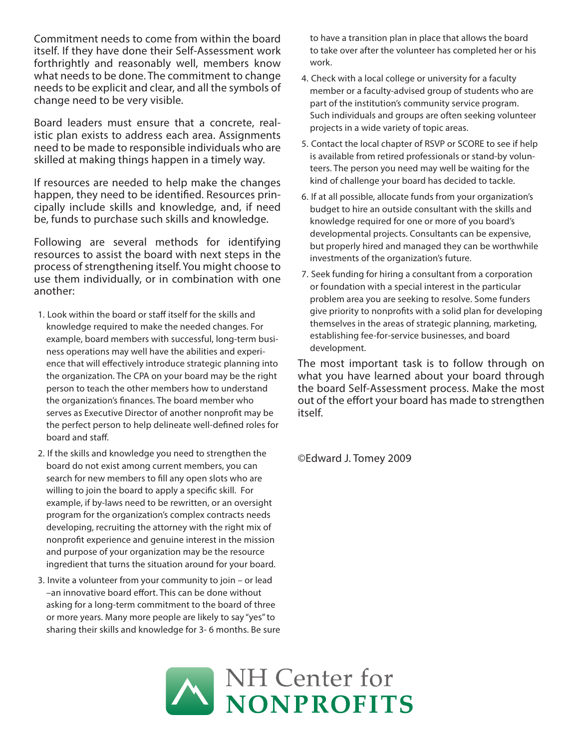Commitment needs to come from within the board itself. If they have done their Self-Assessment work forthrightly and reasonably well, members know what needs to be done. The commitment to change needs to be explicit and clear, and all the symbols of change need to be very visible.

Board leaders must ensure that a concrete, realistic plan exists to address each area. Assignments need to be made to responsible individuals who are skilled at making things happen in a timely way.

If resources are needed to help make the changes happen, they need to be identified. Resources principally include skills and knowledge, and, if need be, funds to purchase such skills and knowledge.

Following are several methods for identifying resources to assist the board with next steps in the process of strengthening itself. You might choose to use them individually, or in combination with one another:

1. Look within the board or staff itself for the skills and knowledge required to make the needed changes. For example, board members with successful, long-term business operations may well have the abilities and experience that will effectively introduce strategic planning into the organization. The CPA on your board may be the right person to teach the other members how to understand the organization's finances. The board member who serves as Executive Director of another nonprofit may be the perfect person to help delineate well-defined roles for board and staff.
2. If the skills and knowledge you need to strengthen the board do not exist among current members, you can search for new members to fill any open slots who are willing to join the board to apply a specific skill. For example, if by-laws need to be rewritten, or an oversight program for the organization's complex contracts needs developing, recruiting the attorney with the right mix of nonprofit experience and genuine interest in the mission and purpose of your organization may be the resource ingredient that turns the situation around for your board.
3. Invite a volunteer from your community to join – or lead –an innovative board effort. This can be done without asking for a long-term commitment to the board of three or more years. Many more people are likely to say "yes" to sharing their skills and knowledge for 3- 6 months. Be sure to have a transition plan in place that allows the board to take over after the volunteer has completed her or his work.
4. Check with a local college or university for a faculty member or a faculty-advised group of students who are part of the institution's community service program. Such individuals and groups are often seeking volunteer projects in a wide variety of topic areas.
5. Contact the local chapter of RSVP or SCORE to see if help is available from retired professionals or stand-by volunteers. The person you need may well be waiting for the kind of challenge your board has decided to tackle.
6. If at all possible, allocate funds from your organization's budget to hire an outside consultant with the skills and knowledge required for one or more of you board's developmental projects. Consultants can be expensive, but properly hired and managed they can be worthwhile investments of the organization's future.
7. Seek funding for hiring a consultant from a corporation or foundation with a special interest in the particular problem area you are seeking to resolve. Some funders give priority to nonprofits with a solid plan for developing themselves in the areas of strategic planning, marketing, establishing fee-for-service businesses, and board development.

The most important task is to follow through on what you have learned about your board through the board Self-Assessment process. Make the most out of the effort your board has made to strengthen itself.

©Edward J. Tomey 2009

NH Center for **NONPROFITS**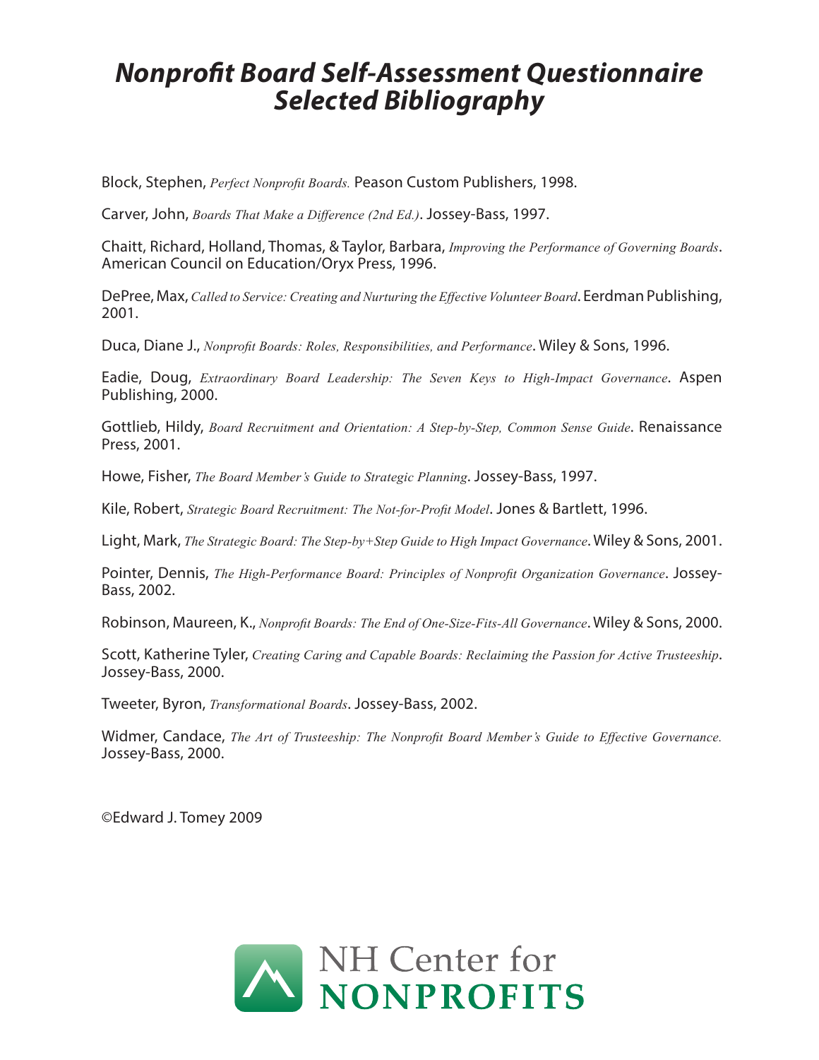# *Nonprofit Board Self-Assessment Questionnaire Selected Bibliography*

Block, Stephen, *Perfect Nonprofit Boards.* Peason Custom Publishers, 1998.

Carver, John, *Boards That Make a Difference (2nd Ed.)*. Jossey-Bass, 1997.

Chaitt, Richard, Holland, Thomas, & Taylor, Barbara, *Improving the Performance of Governing Boards*. American Council on Education/Oryx Press, 1996.

DePree, Max, *Called to Service: Creating and Nurturing the Effective Volunteer Board*. Eerdman Publishing, 2001.

Duca, Diane J., *Nonprofit Boards: Roles, Responsibilities, and Performance*. Wiley & Sons, 1996.

Eadie, Doug, *Extraordinary Board Leadership: The Seven Keys to High-Impact Governance*. Aspen Publishing, 2000.

Gottlieb, Hildy, *Board Recruitment and Orientation: A Step-by-Step, Common Sense Guide*. Renaissance Press, 2001.

Howe, Fisher, *The Board Member's Guide to Strategic Planning*. Jossey-Bass, 1997.

Kile, Robert, *Strategic Board Recruitment: The Not-for-Profit Model*. Jones & Bartlett, 1996.

Light, Mark, *The Strategic Board: The Step-by+Step Guide to High Impact Governance*. Wiley & Sons, 2001.

Pointer, Dennis, *The High-Performance Board: Principles of Nonprofit Organization Governance*. Jossey-Bass, 2002.

Robinson, Maureen, K., *Nonprofit Boards: The End of One-Size-Fits-All Governance*. Wiley & Sons, 2000.

Scott, Katherine Tyler, *Creating Caring and Capable Boards: Reclaiming the Passion for Active Trusteeship*. Jossey-Bass, 2000.

Tweeter, Byron, *Transformational Boards*. Jossey-Bass, 2002.

Widmer, Candace, *The Art of Trusteeship: The Nonprofit Board Member's Guide to Effective Governance.* Jossey-Bass, 2000.

©Edward J. Tomey 2009

NH Center for NONPROFITS